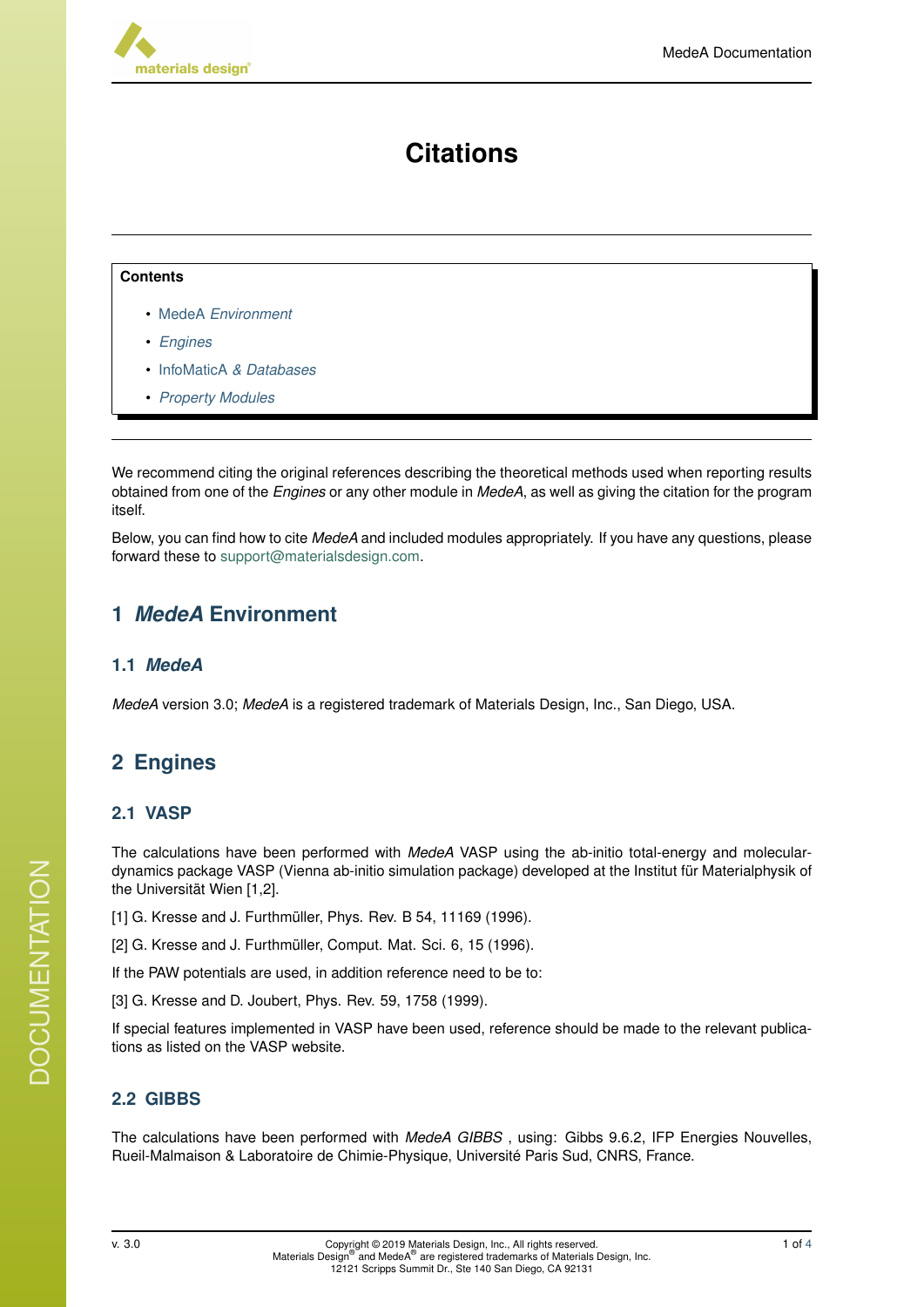# Citations

**Contents**

- MedeA *Environment*
- *Engines*
- InfoMaticA *& Databases*
- *Property Modules*

We recommend citing the original references describing the theoretical methods used when reporting results obtained from one of the *Engines* or any other module in *MedeA*, as well as giving the citation for the program itself.

Below, you can find how to cite *MedeA* and included modules appropriately. If you have any questions, please forward these to support@materialsdesign.com.

## 1 *MedeA* Environment

### 1.1 *MedeA*

*MedeA* version 3.0; *MedeA* is a registered trademark of Materials Design, Inc., San Diego, USA.

## 2 Engines

### 2.1 VASP

The calculations have been performed with *MedeA* VASP using the ab-initio total-energy and molecular-dynamics package VASP (Vienna ab-initio simulation package) developed at the Institut für Materialphysik of the Universität Wien [1,2].

[1] G. Kresse and J. Furthmüller, Phys. Rev. B 54, 11169 (1996).

[2] G. Kresse and J. Furthmüller, Comput. Mat. Sci. 6, 15 (1996).

If the PAW potentials are used, in addition reference need to be to:

[3] G. Kresse and D. Joubert, Phys. Rev. 59, 1758 (1999).

If special features implemented in VASP have been used, reference should be made to the relevant publications as listed on the VASP website.

### 2.2 GIBBS

The calculations have been performed with *MedeA GIBBS* , using: Gibbs 9.6.2, IFP Energies Nouvelles, Rueil-Malmaison & Laboratoire de Chimie-Physique, Université Paris Sud, CNRS, France.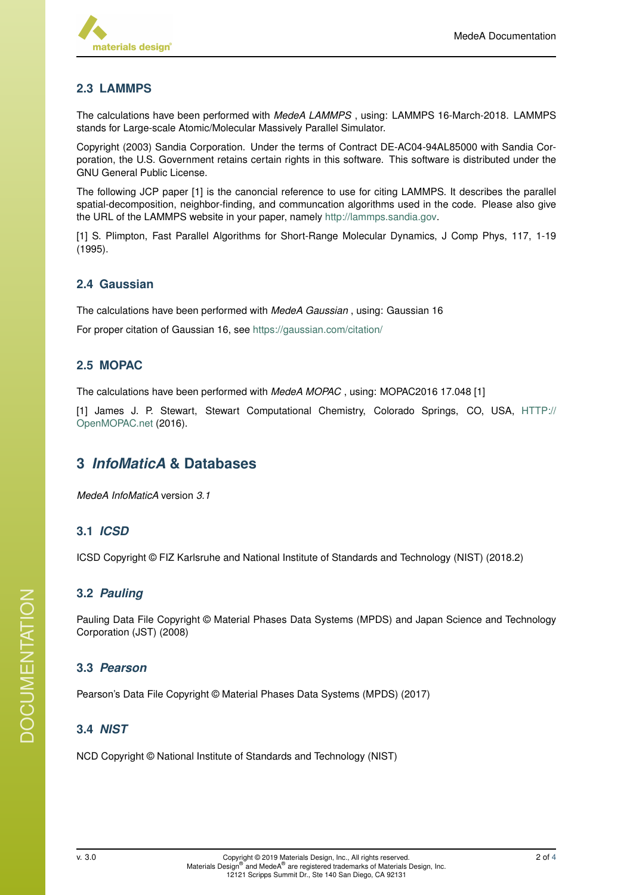## 2.3 LAMMPS

The calculations have been performed with *MedeA LAMMPS* , using: LAMMPS 16-March-2018. LAMMPS stands for Large-scale Atomic/Molecular Massively Parallel Simulator.

Copyright (2003) Sandia Corporation. Under the terms of Contract DE-AC04-94AL85000 with Sandia Corporation, the U.S. Government retains certain rights in this software. This software is distributed under the GNU General Public License.

The following JCP paper [1] is the canoncial reference to use for citing LAMMPS. It describes the parallel spatial-decomposition, neighbor-finding, and communcation algorithms used in the code. Please also give the URL of the LAMMPS website in your paper, namely http://lammps.sandia.gov.

[1] S. Plimpton, Fast Parallel Algorithms for Short-Range Molecular Dynamics, J Comp Phys, 117, 1-19 (1995).

## 2.4 Gaussian

The calculations have been performed with *MedeA Gaussian* , using: Gaussian 16

For proper citation of Gaussian 16, see https://gaussian.com/citation/

## 2.5 MOPAC

The calculations have been performed with *MedeA MOPAC* , using: MOPAC2016 17.048 [1]

[1] James J. P. Stewart, Stewart Computational Chemistry, Colorado Springs, CO, USA, HTTP://OpenMOPAC.net (2016).

# 3 *InfoMaticA* & Databases

*MedeA InfoMaticA* version *3.1*

## 3.1 *ICSD*

ICSD Copyright © FIZ Karlsruhe and National Institute of Standards and Technology (NIST) (2018.2)

## 3.2 *Pauling*

Pauling Data File Copyright © Material Phases Data Systems (MPDS) and Japan Science and Technology Corporation (JST) (2008)

## 3.3 *Pearson*

Pearson's Data File Copyright © Material Phases Data Systems (MPDS) (2017)

## 3.4 *NIST*

NCD Copyright © National Institute of Standards and Technology (NIST)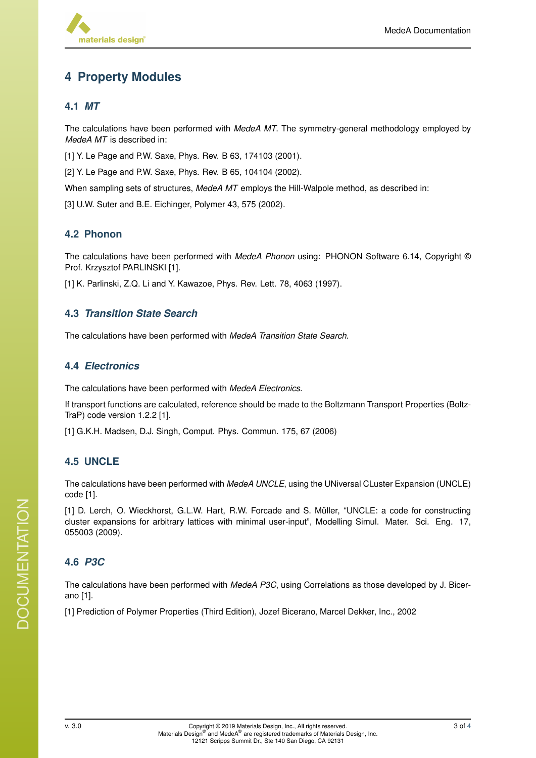# 4 Property Modules

## 4.1 *MT*

The calculations have been performed with *MedeA MT*. The symmetry-general methodology employed by *MedeA MT* is described in:

[1] Y. Le Page and P.W. Saxe, Phys. Rev. B 63, 174103 (2001).

[2] Y. Le Page and P.W. Saxe, Phys. Rev. B 65, 104104 (2002).

When sampling sets of structures, *MedeA MT* employs the Hill-Walpole method, as described in:

[3] U.W. Suter and B.E. Eichinger, Polymer 43, 575 (2002).

## 4.2 Phonon

The calculations have been performed with *MedeA Phonon* using: PHONON Software 6.14, Copyright © Prof. Krzysztof PARLINSKI [1].

[1] K. Parlinski, Z.Q. Li and Y. Kawazoe, Phys. Rev. Lett. 78, 4063 (1997).

## 4.3 *Transition State Search*

The calculations have been performed with *MedeA Transition State Search*.

## 4.4 *Electronics*

The calculations have been performed with *MedeA Electronics*.

If transport functions are calculated, reference should be made to the Boltzmann Transport Properties (BoltzTraP) code version 1.2.2 [1].

[1] G.K.H. Madsen, D.J. Singh, Comput. Phys. Commun. 175, 67 (2006)

## 4.5 UNCLE

The calculations have been performed with *MedeA UNCLE*, using the UNiversal CLuster Expansion (UNCLE) code [1].

[1] D. Lerch, O. Wieckhorst, G.L.W. Hart, R.W. Forcade and S. Müller, "UNCLE: a code for constructing cluster expansions for arbitrary lattices with minimal user-input", Modelling Simul. Mater. Sci. Eng. 17, 055003 (2009).

## 4.6 *P3C*

The calculations have been performed with *MedeA P3C*, using Correlations as those developed by J. Bicerano [1].

[1] Prediction of Polymer Properties (Third Edition), Jozef Bicerano, Marcel Dekker, Inc., 2002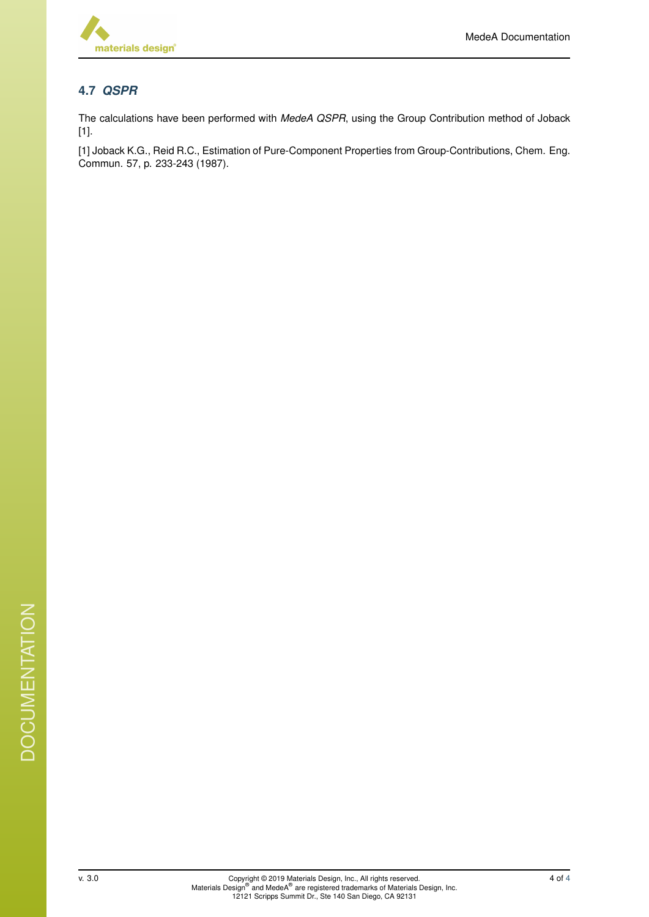## 4.7 *QSPR*

The calculations have been performed with *MedeA QSPR*, using the Group Contribution method of Joback [1].

[1] Joback K.G., Reid R.C., Estimation of Pure-Component Properties from Group-Contributions, Chem. Eng. Commun. 57, p. 233-243 (1987).